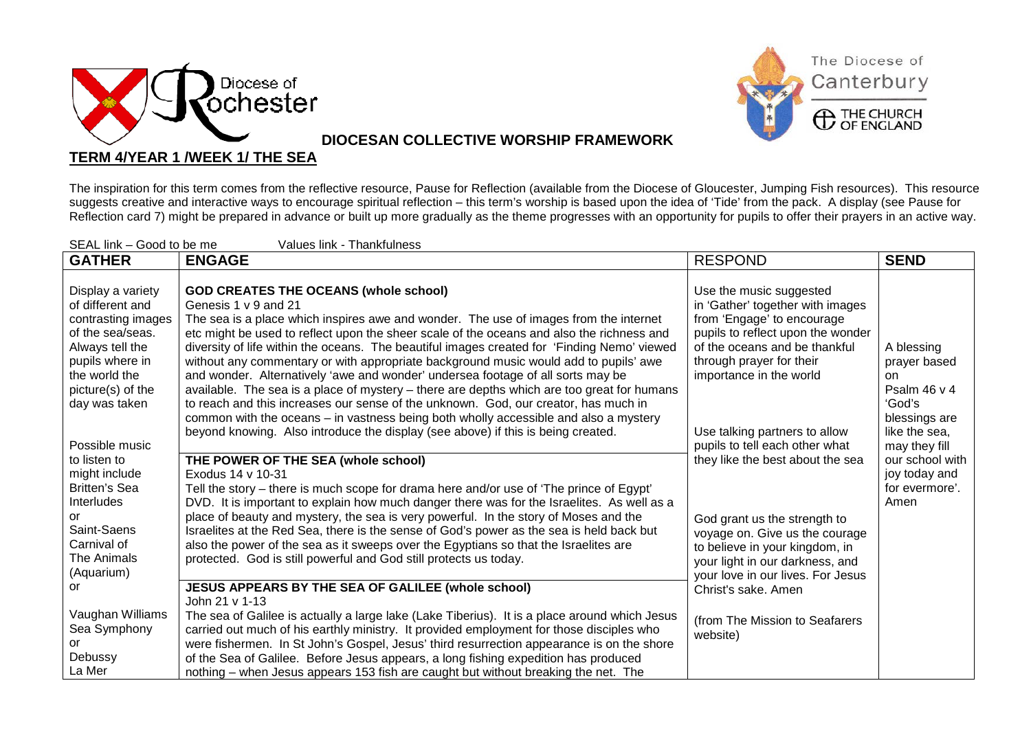Diocese of Rochester

The Diocese of Canterbury
THE CHURCH OF ENGLAND

**DIOCESAN COLLECTIVE WORSHIP FRAMEWORK**

## TERM 4/YEAR 1 /WEEK 1/ THE SEA

The inspiration for this term comes from the reflective resource, Pause for Reflection (available from the Diocese of Gloucester, Jumping Fish resources). This resource suggests creative and interactive ways to encourage spiritual reflection – this term's worship is based upon the idea of 'Tide' from the pack. A display (see Pause for Reflection card 7) might be prepared in advance or built up more gradually as the theme progresses with an opportunity for pupils to offer their prayers in an active way.

SEAL link – Good to be me    Values link - Thankfulness

| GATHER | ENGAGE | RESPOND | SEND |
|---|---|---|---|
| Display a variety of different and contrasting images of the sea/seas. Always tell the pupils where in the world the picture(s) of the day was taken<br><br>Possible music to listen to might include Britten's Sea Interludes<br>or<br>Saint-Saens Carnival of The Animals (Aquarium)<br>or<br><br>Vaughan Williams Sea Symphony<br>or<br>Debussy La Mer | **GOD CREATES THE OCEANS (whole school)**<br>Genesis 1 v 9 and 21<br>The sea is a place which inspires awe and wonder. The use of images from the internet etc might be used to reflect upon the sheer scale of the oceans and also the richness and diversity of life within the oceans. The beautiful images created for 'Finding Nemo' viewed without any commentary or with appropriate background music would add to pupils' awe and wonder. Alternatively 'awe and wonder' undersea footage of all sorts may be available. The sea is a place of mystery – there are depths which are too great for humans to reach and this increases our sense of the unknown. God, our creator, has much in common with the oceans – in vastness being both wholly accessible and also a mystery beyond knowing. Also introduce the display (see above) if this is being created.<br><br>**THE POWER OF THE SEA (whole school)**<br>Exodus 14 v 10-31<br>Tell the story – there is much scope for drama here and/or use of 'The prince of Egypt' DVD. It is important to explain how much danger there was for the Israelites. As well as a place of beauty and mystery, the sea is very powerful. In the story of Moses and the Israelites at the Red Sea, there is the sense of God's power as the sea is held back but also the power of the sea as it sweeps over the Egyptians so that the Israelites are protected. God is still powerful and God still protects us today.<br><br>**JESUS APPEARS BY THE SEA OF GALILEE (whole school)**<br>John 21 v 1-13<br>The sea of Galilee is actually a large lake (Lake Tiberius). It is a place around which Jesus carried out much of his earthly ministry. It provided employment for those disciples who were fishermen. In St John's Gospel, Jesus' third resurrection appearance is on the shore of the Sea of Galilee. Before Jesus appears, a long fishing expedition has produced nothing – when Jesus appears 153 fish are caught but without breaking the net. The | Use the music suggested in 'Gather' together with images from 'Engage' to encourage pupils to reflect upon the wonder of the oceans and be thankful through prayer for their importance in the world<br><br>Use talking partners to allow pupils to tell each other what they like the best about the sea<br><br>God grant us the strength to voyage on. Give us the courage to believe in your kingdom, in your light in our darkness, and your love in our lives. For Jesus Christ's sake. Amen<br><br>(from The Mission to Seafarers website) | A blessing prayer based on Psalm 46 v 4 'God's blessings are like the sea, may they fill our school with joy today and for evermore'. Amen |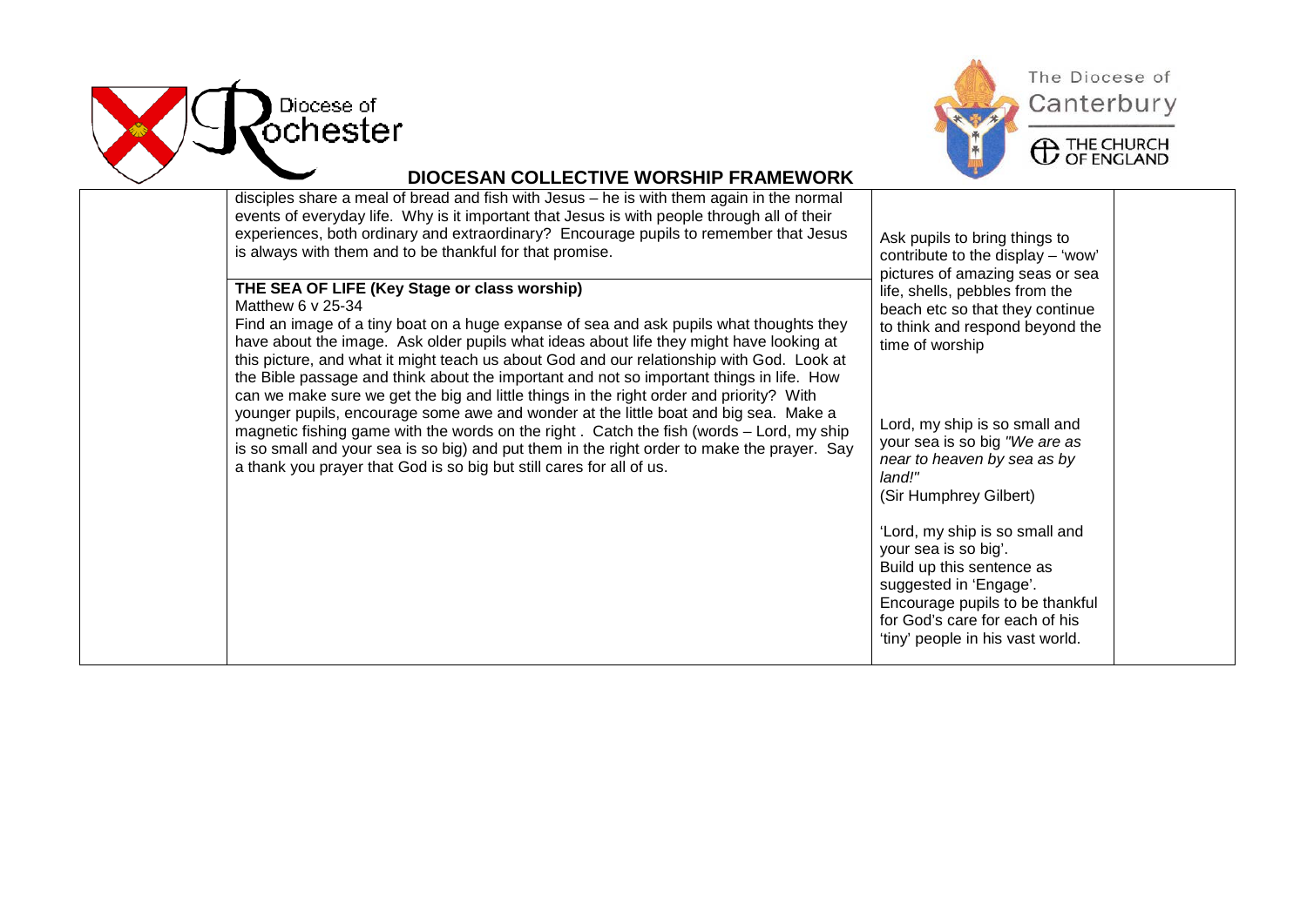**DIOCESAN COLLECTIVE WORSHIP FRAMEWORK**

| | | | |
|---|---|---|---|
| | disciples share a meal of bread and fish with Jesus – he is with them again in the normal events of everyday life. Why is it important that Jesus is with people through all of their experiences, both ordinary and extraordinary? Encourage pupils to remember that Jesus is always with them and to be thankful for that promise. | Ask pupils to bring things to contribute to the display – 'wow' pictures of amazing seas or sea life, shells, pebbles from the beach etc so that they continue to think and respond beyond the time of worship | |
| | **THE SEA OF LIFE (Key Stage or class worship)**<br>Matthew 6 v 25-34<br>Find an image of a tiny boat on a huge expanse of sea and ask pupils what thoughts they have about the image. Ask older pupils what ideas about life they might have looking at this picture, and what it might teach us about God and our relationship with God. Look at the Bible passage and think about the important and not so important things in life. How can we make sure we get the big and little things in the right order and priority? With younger pupils, encourage some awe and wonder at the little boat and big sea. Make a magnetic fishing game with the words on the right . Catch the fish (words – Lord, my ship is so small and your sea is so big) and put them in the right order to make the prayer. Say a thank you prayer that God is so big but still cares for all of us. | Lord, my ship is so small and your sea is so big *"We are as near to heaven by sea as by land!"* (Sir Humphrey Gilbert)<br><br>'Lord, my ship is so small and your sea is so big'.<br>Build up this sentence as suggested in 'Engage'.<br>Encourage pupils to be thankful for God's care for each of his 'tiny' people in his vast world. | |